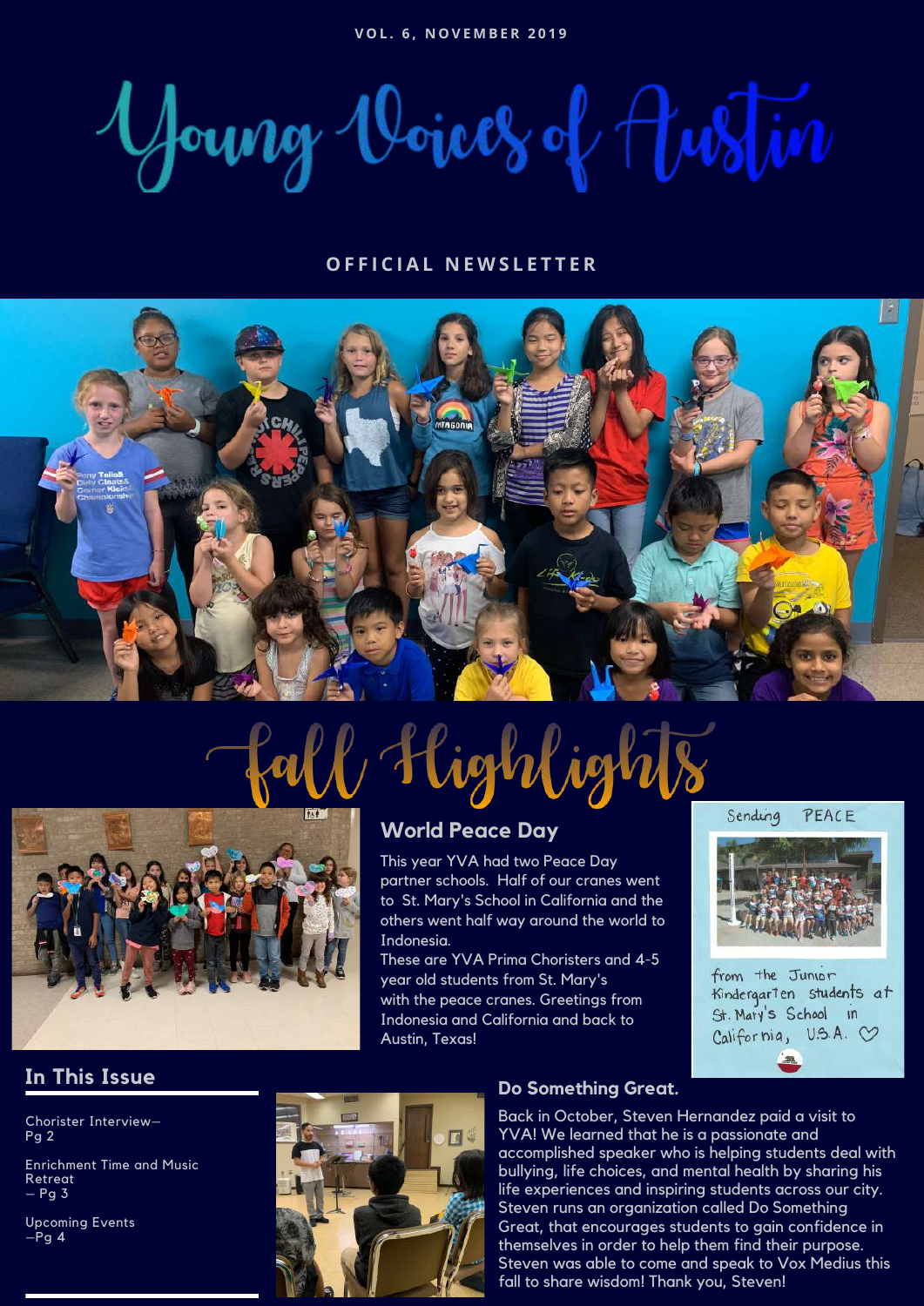VOL. 6, NOVEMBER 2019

# Young Voices of Austin

OFFICIAL NEWSLETTER

## fall Highlights

### World Peace Day

This year YVA had two Peace Day partner schools. Half of our cranes went to St. Mary's School in California and the others went half way around the world to Indonesia.

These are YVA Prima Choristers and 4-5 year old students from St. Mary's with the peace cranes. Greetings from Indonesia and California and back to Austin, Texas!

Sending PEACE

from the Junior Kindergarten students at St. Mary's School in California, U.S.A. ♡

### In This Issue

Chorister Interview– Pg 2

Enrichment Time and Music Retreat – Pg 3

Upcoming Events –Pg 4

### Do Something Great.

Back in October, Steven Hernandez paid a visit to YVA! We learned that he is a passionate and accomplished speaker who is helping students deal with bullying, life choices, and mental health by sharing his life experiences and inspiring students across our city. Steven runs an organization called Do Something Great, that encourages students to gain confidence in themselves in order to help them find their purpose. Steven was able to come and speak to Vox Medius this fall to share wisdom! Thank you, Steven!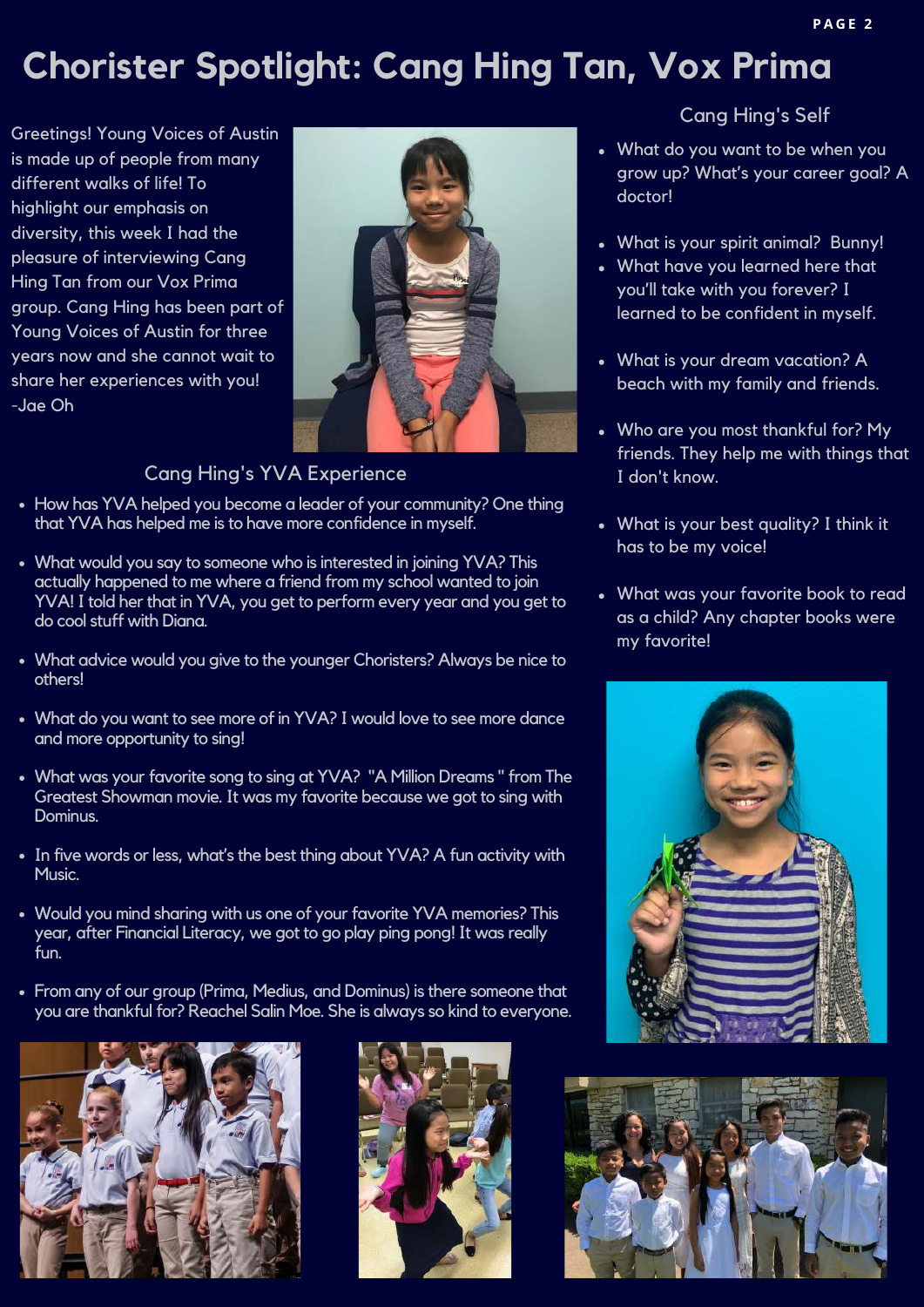# Chorister Spotlight: Cang Hing Tan, Vox Prima

Greetings! Young Voices of Austin is made up of people from many different walks of life! To highlight our emphasis on diversity, this week I had the pleasure of interviewing Cang Hing Tan from our Vox Prima group. Cang Hing has been part of Young Voices of Austin for three years now and she cannot wait to share her experiences with you!
-Jae Oh

## Cang Hing's YVA Experience

- How has YVA helped you become a leader of your community? One thing that YVA has helped me is to have more confidence in myself.
- What would you say to someone who is interested in joining YVA? This actually happened to me where a friend from my school wanted to join YVA! I told her that in YVA, you get to perform every year and you get to do cool stuff with Diana.
- What advice would you give to the younger Choristers? Always be nice to others!
- What do you want to see more of in YVA? I would love to see more dance and more opportunity to sing!
- What was your favorite song to sing at YVA? "A Million Dreams" from The Greatest Showman movie. It was my favorite because we got to sing with Dominus.
- In five words or less, what's the best thing about YVA? A fun activity with Music.
- Would you mind sharing with us one of your favorite YVA memories? This year, after Financial Literacy, we got to go play ping pong! It was really fun.
- From any of our group (Prima, Medius, and Dominus) is there someone that you are thankful for? Reachel Salin Moe. She is always so kind to everyone.

## Cang Hing's Self

- What do you want to be when you grow up? What's your career goal? A doctor!
- What is your spirit animal? Bunny!
- What have you learned here that you'll take with you forever? I learned to be confident in myself.
- What is your dream vacation? A beach with my family and friends.
- Who are you most thankful for? My friends. They help me with things that I don't know.
- What is your best quality? I think it has to be my voice!
- What was your favorite book to read as a child? Any chapter books were my favorite!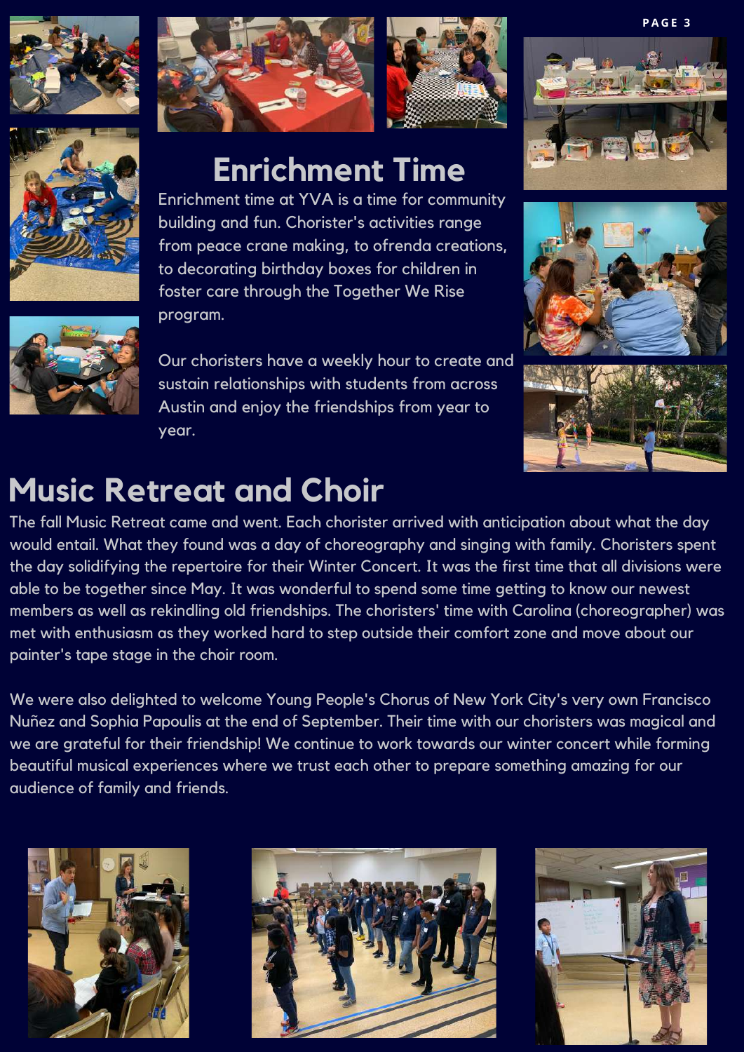## Enrichment Time

Enrichment time at YVA is a time for community building and fun. Chorister's activities range from peace crane making, to ofrenda creations, to decorating birthday boxes for children in foster care through the Together We Rise program.

Our choristers have a weekly hour to create and sustain relationships with students from across Austin and enjoy the friendships from year to year.

## Music Retreat and Choir

The fall Music Retreat came and went. Each chorister arrived with anticipation about what the day would entail. What they found was a day of choreography and singing with family. Choristers spent the day solidifying the repertoire for their Winter Concert. It was the first time that all divisions were able to be together since May. It was wonderful to spend some time getting to know our newest members as well as rekindling old friendships. The choristers' time with Carolina (choreographer) was met with enthusiasm as they worked hard to step outside their comfort zone and move about our painter's tape stage in the choir room.

We were also delighted to welcome Young People's Chorus of New York City's very own Francisco Nuñez and Sophia Papoulis at the end of September. Their time with our choristers was magical and we are grateful for their friendship! We continue to work towards our winter concert while forming beautiful musical experiences where we trust each other to prepare something amazing for our audience of family and friends.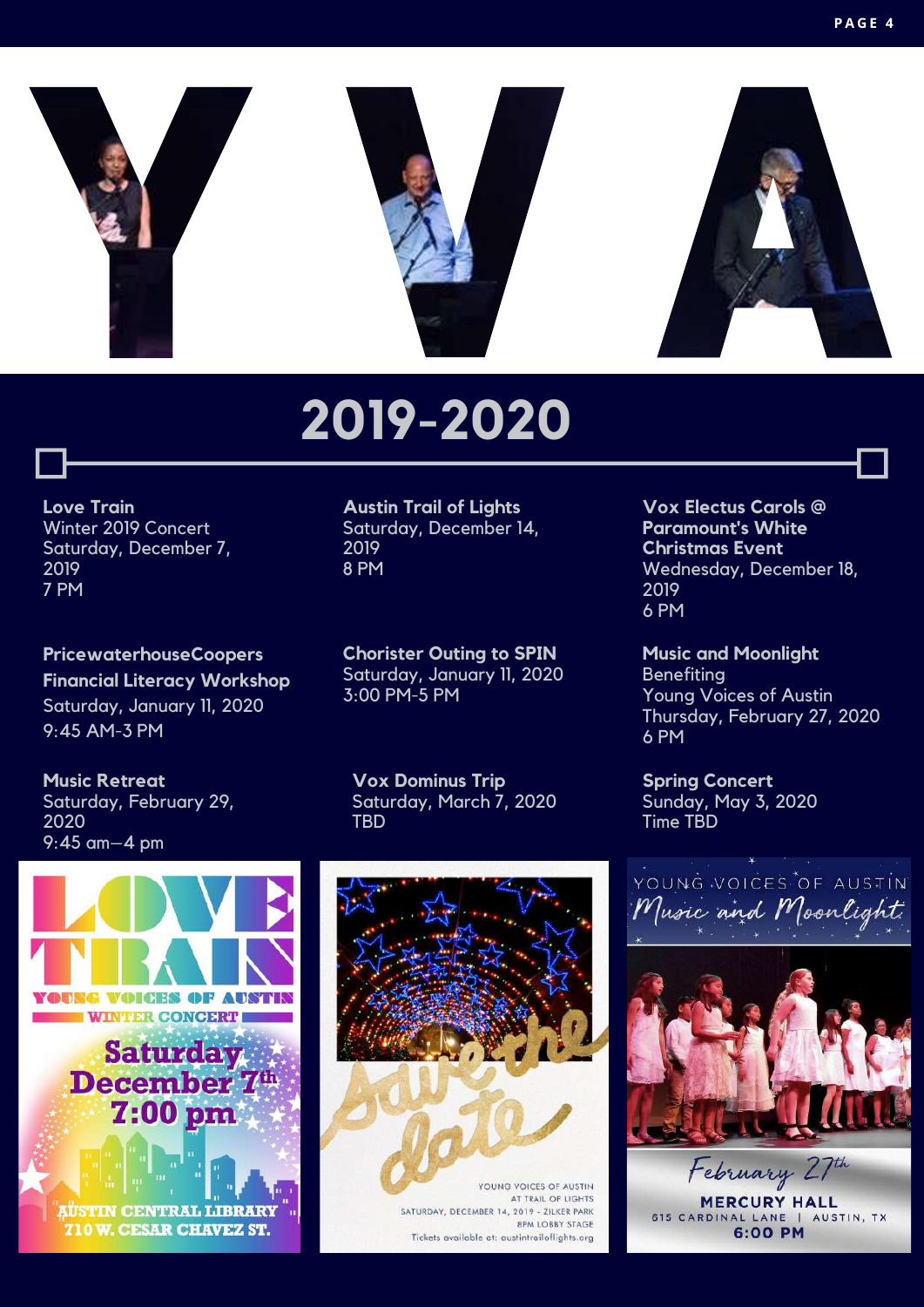# Y V A

## 2019-2020

**Love Train**
Winter 2019 Concert
Saturday, December 7, 2019
7 PM

**Austin Trail of Lights**
Saturday, December 14, 2019
8 PM

**Vox Electus Carols @ Paramount's White Christmas Event**
Wednesday, December 18, 2019
6 PM

**PricewaterhouseCoopers Financial Literacy Workshop**
Saturday, January 11, 2020
9:45 AM-3 PM

**Chorister Outing to SPIN**
Saturday, January 11, 2020
3:00 PM-5 PM

**Music and Moonlight**
Benefiting
Young Voices of Austin
Thursday, February 27, 2020
6 PM

**Music Retreat**
Saturday, February 29, 2020
9:45 am—4 pm

**Vox Dominus Trip**
Saturday, March 7, 2020
TBD

**Spring Concert**
Sunday, May 3, 2020
Time TBD

LOVE TRAIN
YOUNG VOICES OF AUSTIN
WINTER CONCERT
Saturday December 7th 7:00 pm
AUSTIN CENTRAL LIBRARY
710 W. CESAR CHAVEZ ST.

Save the date
YOUNG VOICES OF AUSTIN
AT TRAIL OF LIGHTS
SATURDAY, DECEMBER 14, 2019 - ZILKER PARK
8PM LOBBY STAGE
Tickets available at: austintrailoflights.org

YOUNG VOICES OF AUSTIN
Music and Moonlight
February 27th
MERCURY HALL
615 CARDINAL LANE | AUSTIN, TX
6:00 PM